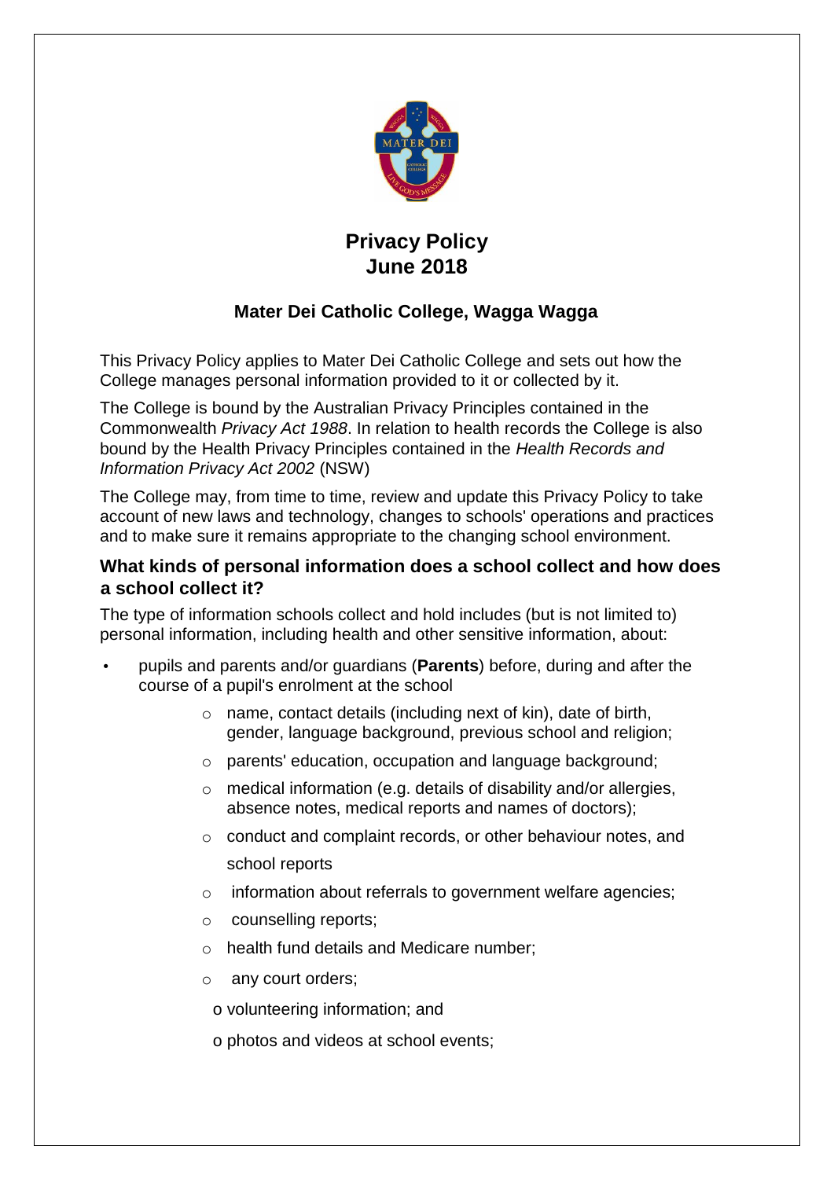# Privacy Policy
# June 2018

## Mater Dei Catholic College, Wagga Wagga

This Privacy Policy applies to Mater Dei Catholic College and sets out how the College manages personal information provided to it or collected by it.

The College is bound by the Australian Privacy Principles contained in the Commonwealth *Privacy Act 1988*. In relation to health records the College is also bound by the Health Privacy Principles contained in the *Health Records and Information Privacy Act 2002* (NSW)

The College may, from time to time, review and update this Privacy Policy to take account of new laws and technology, changes to schools' operations and practices and to make sure it remains appropriate to the changing school environment.

### What kinds of personal information does a school collect and how does a school collect it?

The type of information schools collect and hold includes (but is not limited to) personal information, including health and other sensitive information, about:

- pupils and parents and/or guardians (**Parents**) before, during and after the course of a pupil's enrolment at the school
  - name, contact details (including next of kin), date of birth, gender, language background, previous school and religion;
  - parents' education, occupation and language background;
  - medical information (e.g. details of disability and/or allergies, absence notes, medical reports and names of doctors);
  - conduct and complaint records, or other behaviour notes, and school reports
  - information about referrals to government welfare agencies;
  - counselling reports;
  - health fund details and Medicare number;
  - any court orders;
  - volunteering information; and
  - photos and videos at school events;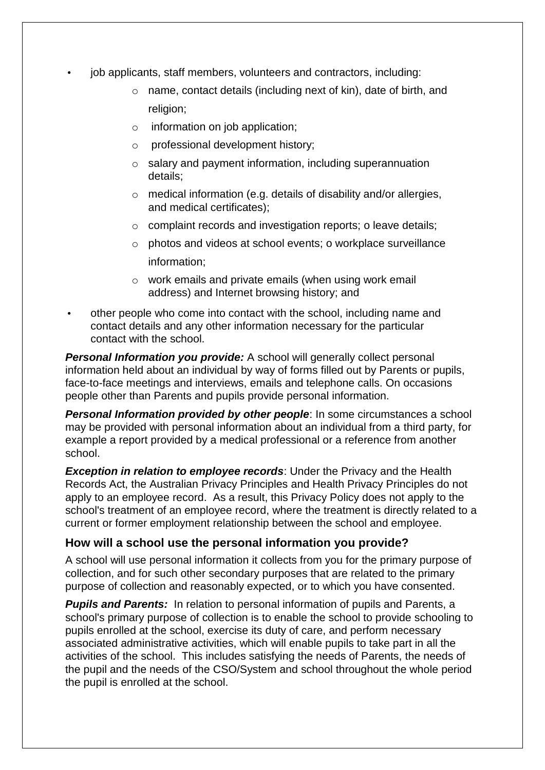- job applicants, staff members, volunteers and contractors, including:
  - name, contact details (including next of kin), date of birth, and religion;
  - information on job application;
  - professional development history;
  - salary and payment information, including superannuation details;
  - medical information (e.g. details of disability and/or allergies, and medical certificates);
  - complaint records and investigation reports; o leave details;
  - photos and videos at school events; o workplace surveillance information;
  - work emails and private emails (when using work email address) and Internet browsing history; and
- other people who come into contact with the school, including name and contact details and any other information necessary for the particular contact with the school.

***Personal Information you provide:*** A school will generally collect personal information held about an individual by way of forms filled out by Parents or pupils, face-to-face meetings and interviews, emails and telephone calls. On occasions people other than Parents and pupils provide personal information.

***Personal Information provided by other people***: In some circumstances a school may be provided with personal information about an individual from a third party, for example a report provided by a medical professional or a reference from another school.

***Exception in relation to employee records***: Under the Privacy and the Health Records Act, the Australian Privacy Principles and Health Privacy Principles do not apply to an employee record. As a result, this Privacy Policy does not apply to the school's treatment of an employee record, where the treatment is directly related to a current or former employment relationship between the school and employee.

## How will a school use the personal information you provide?

A school will use personal information it collects from you for the primary purpose of collection, and for such other secondary purposes that are related to the primary purpose of collection and reasonably expected, or to which you have consented.

***Pupils and Parents:*** In relation to personal information of pupils and Parents, a school's primary purpose of collection is to enable the school to provide schooling to pupils enrolled at the school, exercise its duty of care, and perform necessary associated administrative activities, which will enable pupils to take part in all the activities of the school. This includes satisfying the needs of Parents, the needs of the pupil and the needs of the CSO/System and school throughout the whole period the pupil is enrolled at the school.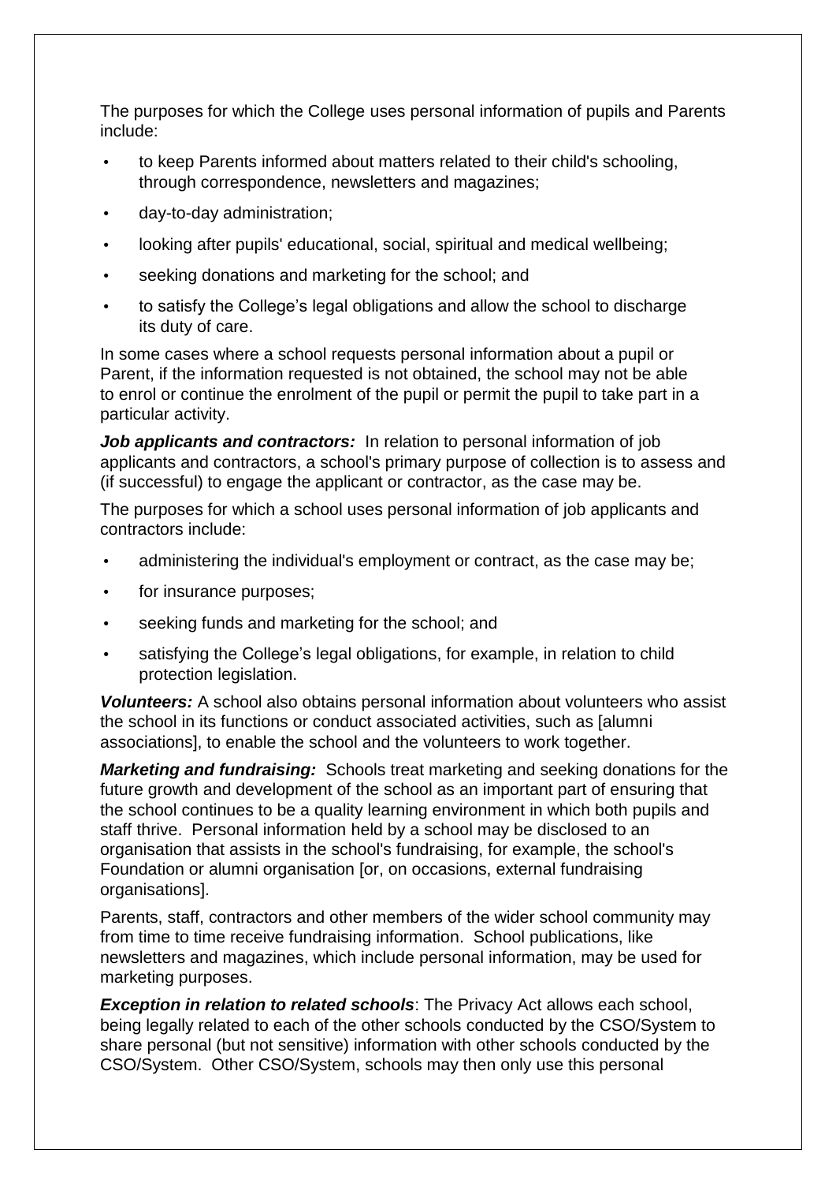The purposes for which the College uses personal information of pupils and Parents include:

- to keep Parents informed about matters related to their child's schooling, through correspondence, newsletters and magazines;
- day-to-day administration;
- looking after pupils' educational, social, spiritual and medical wellbeing;
- seeking donations and marketing for the school; and
- to satisfy the College's legal obligations and allow the school to discharge its duty of care.

In some cases where a school requests personal information about a pupil or Parent, if the information requested is not obtained, the school may not be able to enrol or continue the enrolment of the pupil or permit the pupil to take part in a particular activity.

***Job applicants and contractors:*** In relation to personal information of job applicants and contractors, a school's primary purpose of collection is to assess and (if successful) to engage the applicant or contractor, as the case may be.

The purposes for which a school uses personal information of job applicants and contractors include:

- administering the individual's employment or contract, as the case may be;
- for insurance purposes;
- seeking funds and marketing for the school; and
- satisfying the College's legal obligations, for example, in relation to child protection legislation.

***Volunteers:*** A school also obtains personal information about volunteers who assist the school in its functions or conduct associated activities, such as [alumni associations], to enable the school and the volunteers to work together.

***Marketing and fundraising:*** Schools treat marketing and seeking donations for the future growth and development of the school as an important part of ensuring that the school continues to be a quality learning environment in which both pupils and staff thrive. Personal information held by a school may be disclosed to an organisation that assists in the school's fundraising, for example, the school's Foundation or alumni organisation [or, on occasions, external fundraising organisations].

Parents, staff, contractors and other members of the wider school community may from time to time receive fundraising information. School publications, like newsletters and magazines, which include personal information, may be used for marketing purposes.

***Exception in relation to related schools***: The Privacy Act allows each school, being legally related to each of the other schools conducted by the CSO/System to share personal (but not sensitive) information with other schools conducted by the CSO/System. Other CSO/System, schools may then only use this personal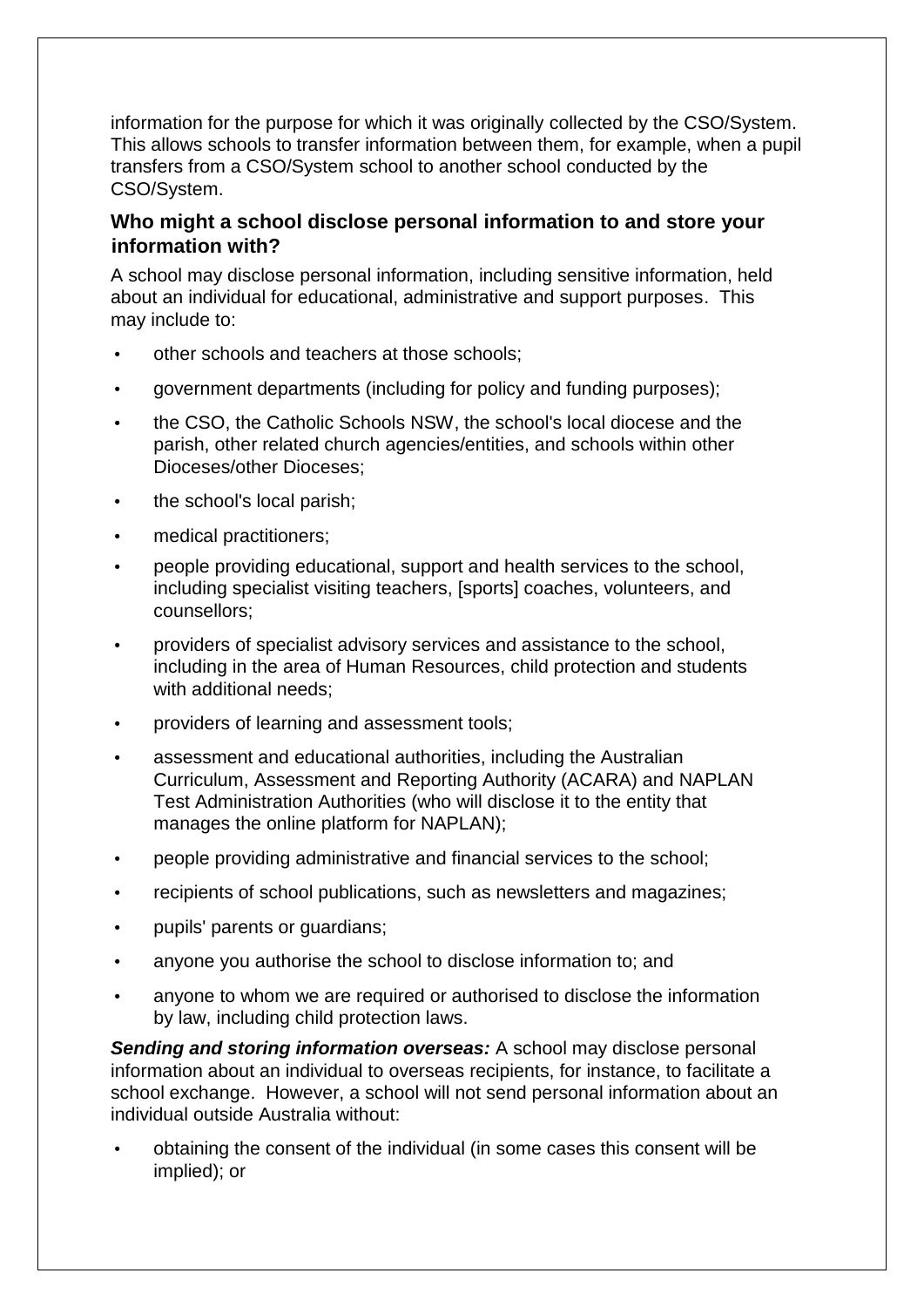information for the purpose for which it was originally collected by the CSO/System. This allows schools to transfer information between them, for example, when a pupil transfers from a CSO/System school to another school conducted by the CSO/System.

### Who might a school disclose personal information to and store your information with?

A school may disclose personal information, including sensitive information, held about an individual for educational, administrative and support purposes. This may include to:

- other schools and teachers at those schools;
- government departments (including for policy and funding purposes);
- the CSO, the Catholic Schools NSW, the school's local diocese and the parish, other related church agencies/entities, and schools within other Dioceses/other Dioceses;
- the school's local parish;
- medical practitioners;
- people providing educational, support and health services to the school, including specialist visiting teachers, [sports] coaches, volunteers, and counsellors;
- providers of specialist advisory services and assistance to the school, including in the area of Human Resources, child protection and students with additional needs;
- providers of learning and assessment tools;
- assessment and educational authorities, including the Australian Curriculum, Assessment and Reporting Authority (ACARA) and NAPLAN Test Administration Authorities (who will disclose it to the entity that manages the online platform for NAPLAN);
- people providing administrative and financial services to the school;
- recipients of school publications, such as newsletters and magazines;
- pupils' parents or guardians;
- anyone you authorise the school to disclose information to; and
- anyone to whom we are required or authorised to disclose the information by law, including child protection laws.

***Sending and storing information overseas:*** A school may disclose personal information about an individual to overseas recipients, for instance, to facilitate a school exchange. However, a school will not send personal information about an individual outside Australia without:

- obtaining the consent of the individual (in some cases this consent will be implied); or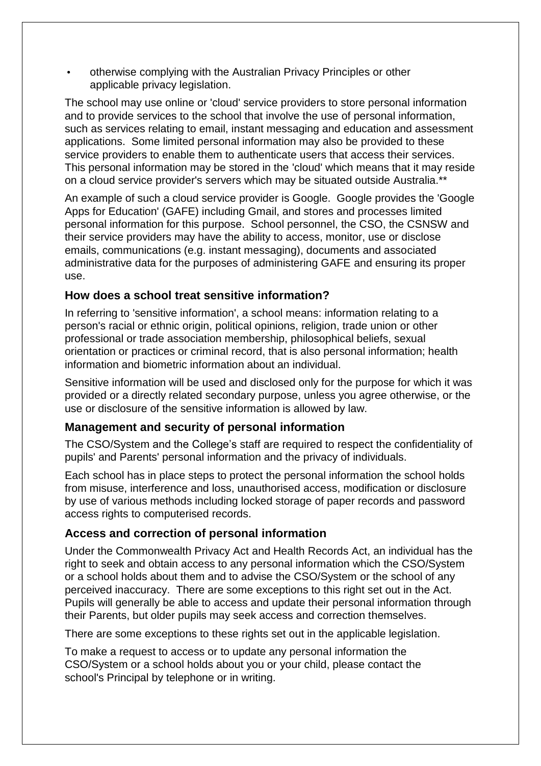- otherwise complying with the Australian Privacy Principles or other applicable privacy legislation.

The school may use online or 'cloud' service providers to store personal information and to provide services to the school that involve the use of personal information, such as services relating to email, instant messaging and education and assessment applications. Some limited personal information may also be provided to these service providers to enable them to authenticate users that access their services. This personal information may be stored in the 'cloud' which means that it may reside on a cloud service provider's servers which may be situated outside Australia.**

An example of such a cloud service provider is Google. Google provides the 'Google Apps for Education' (GAFE) including Gmail, and stores and processes limited personal information for this purpose. School personnel, the CSO, the CSNSW and their service providers may have the ability to access, monitor, use or disclose emails, communications (e.g. instant messaging), documents and associated administrative data for the purposes of administering GAFE and ensuring its proper use.

### How does a school treat sensitive information?

In referring to 'sensitive information', a school means: information relating to a person's racial or ethnic origin, political opinions, religion, trade union or other professional or trade association membership, philosophical beliefs, sexual orientation or practices or criminal record, that is also personal information; health information and biometric information about an individual.

Sensitive information will be used and disclosed only for the purpose for which it was provided or a directly related secondary purpose, unless you agree otherwise, or the use or disclosure of the sensitive information is allowed by law.

### Management and security of personal information

The CSO/System and the College's staff are required to respect the confidentiality of pupils' and Parents' personal information and the privacy of individuals.

Each school has in place steps to protect the personal information the school holds from misuse, interference and loss, unauthorised access, modification or disclosure by use of various methods including locked storage of paper records and password access rights to computerised records.

### Access and correction of personal information

Under the Commonwealth Privacy Act and Health Records Act, an individual has the right to seek and obtain access to any personal information which the CSO/System or a school holds about them and to advise the CSO/System or the school of any perceived inaccuracy. There are some exceptions to this right set out in the Act. Pupils will generally be able to access and update their personal information through their Parents, but older pupils may seek access and correction themselves.

There are some exceptions to these rights set out in the applicable legislation.

To make a request to access or to update any personal information the CSO/System or a school holds about you or your child, please contact the school's Principal by telephone or in writing.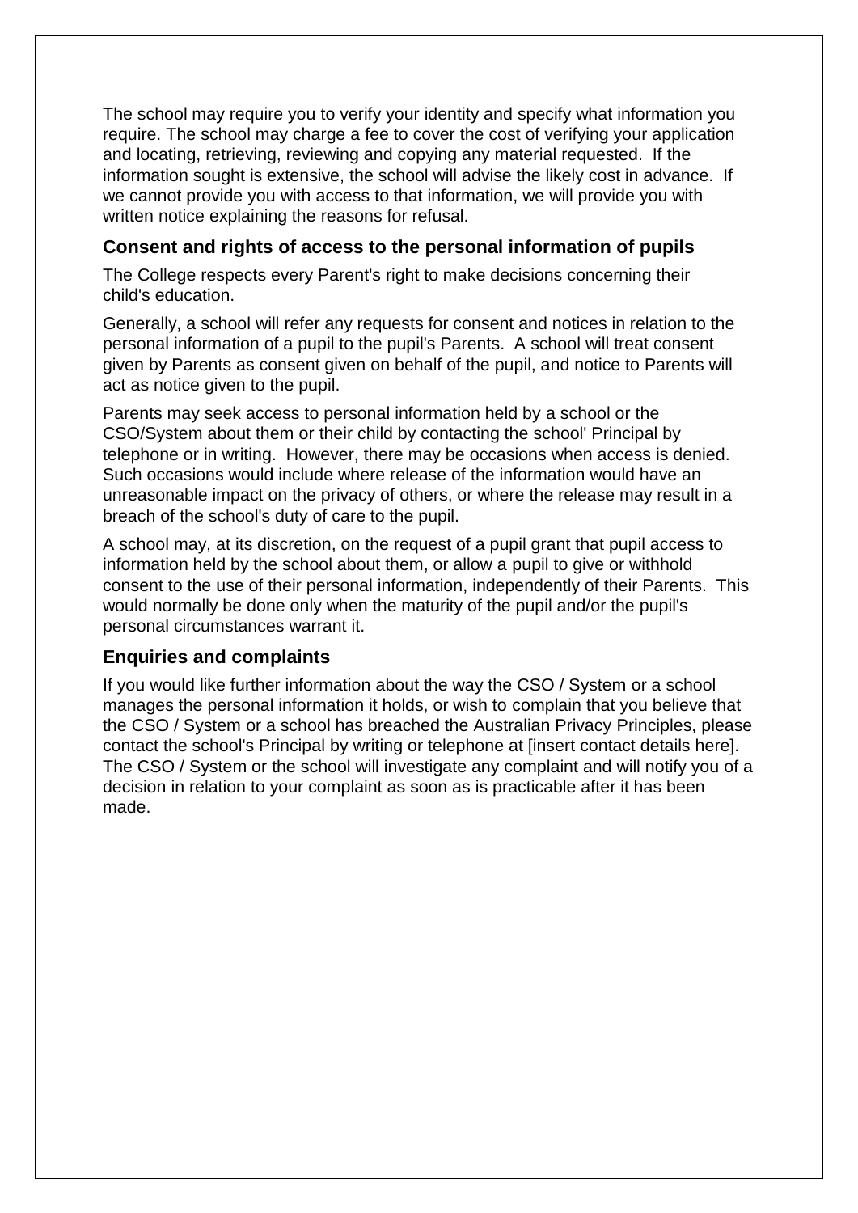The school may require you to verify your identity and specify what information you require. The school may charge a fee to cover the cost of verifying your application and locating, retrieving, reviewing and copying any material requested. If the information sought is extensive, the school will advise the likely cost in advance. If we cannot provide you with access to that information, we will provide you with written notice explaining the reasons for refusal.

### Consent and rights of access to the personal information of pupils

The College respects every Parent's right to make decisions concerning their child's education.

Generally, a school will refer any requests for consent and notices in relation to the personal information of a pupil to the pupil's Parents. A school will treat consent given by Parents as consent given on behalf of the pupil, and notice to Parents will act as notice given to the pupil.

Parents may seek access to personal information held by a school or the CSO/System about them or their child by contacting the school' Principal by telephone or in writing. However, there may be occasions when access is denied. Such occasions would include where release of the information would have an unreasonable impact on the privacy of others, or where the release may result in a breach of the school's duty of care to the pupil.

A school may, at its discretion, on the request of a pupil grant that pupil access to information held by the school about them, or allow a pupil to give or withhold consent to the use of their personal information, independently of their Parents. This would normally be done only when the maturity of the pupil and/or the pupil's personal circumstances warrant it.

### Enquiries and complaints

If you would like further information about the way the CSO / System or a school manages the personal information it holds, or wish to complain that you believe that the CSO / System or a school has breached the Australian Privacy Principles, please contact the school's Principal by writing or telephone at [insert contact details here]. The CSO / System or the school will investigate any complaint and will notify you of a decision in relation to your complaint as soon as is practicable after it has been made.